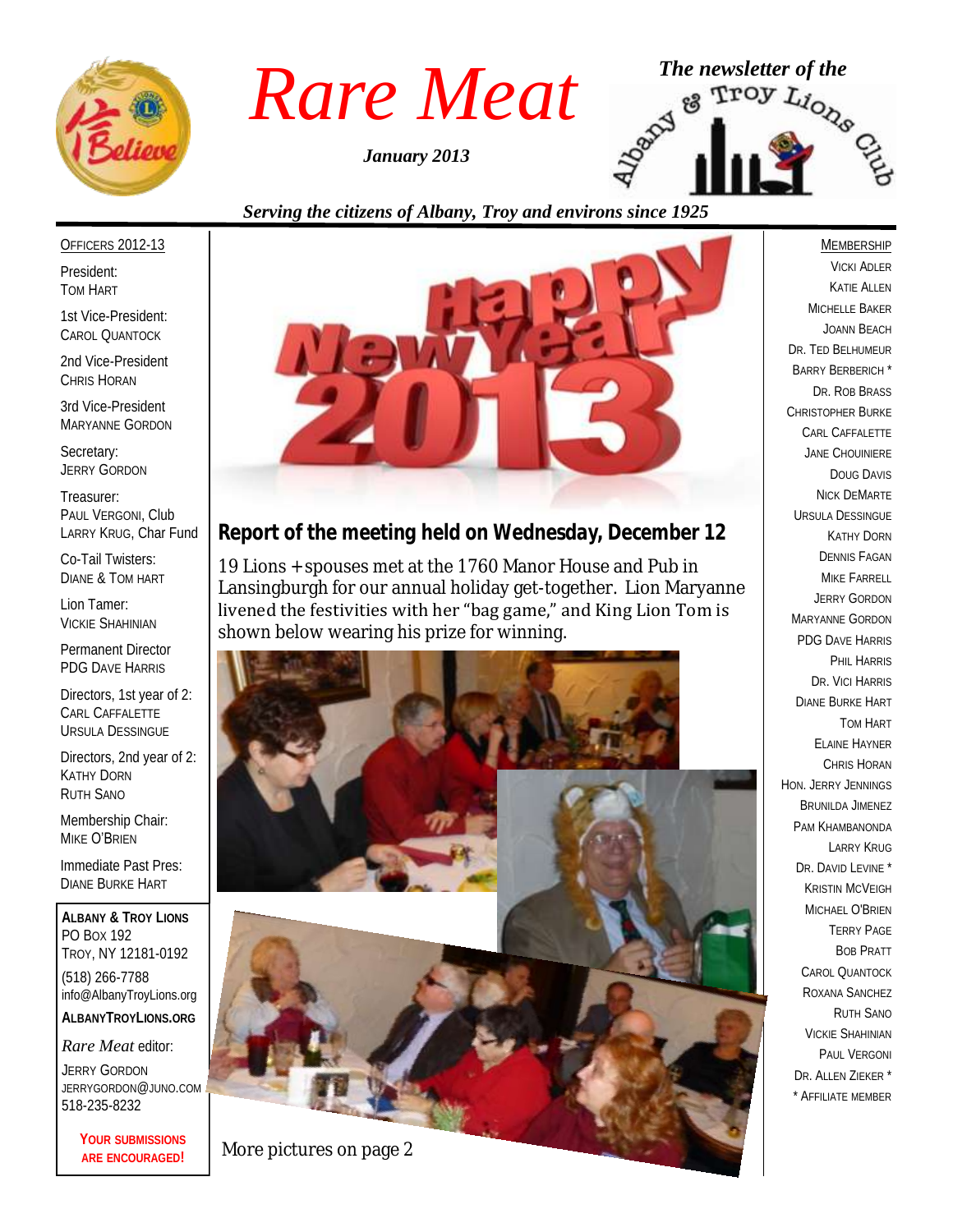# Rare Meat

*January 2013*

*The newsletter of the Albany & Troy Lions Club*

*Serving the citizens of Albany, Troy and environs since 1925*

OFFICERS 2012-13

President:
TOM HART

1st Vice-President:
CAROL QUANTOCK

2nd Vice-President
CHRIS HORAN

3rd Vice-President
MARYANNE GORDON

Secretary:
JERRY GORDON

Treasurer:
PAUL VERGONI, Club
LARRY KRUG, Char Fund

Co-Tail Twisters:
DIANE & TOM HART

Lion Tamer:
VICKIE SHAHINIAN

Permanent Director
PDG DAVE HARRIS

Directors, 1st year of 2:
CARL CAFFALETTE
URSULA DESSINGUE

Directors, 2nd year of 2:
KATHY DORN
RUTH SANO

Membership Chair:
MIKE O'BRIEN

Immediate Past Pres:
DIANE BURKE HART

**ALBANY & TROY LIONS**
PO BOX 192
TROY, NY 12181-0192
(518) 266-7788
info@AlbanyTroyLions.org
**ALBANYTROYLIONS.ORG**

*Rare Meat* editor:
JERRY GORDON
JERRYGORDON@JUNO.COM
518-235-8232

**YOUR SUBMISSIONS ARE ENCOURAGED!**

## Report of the meeting held on Wednesday, December 12

19 Lions + spouses met at the 1760 Manor House and Pub in Lansingburgh for our annual holiday get-together. Lion Maryanne livened the festivities with her "bag game," and King Lion Tom is shown below wearing his prize for winning.

More pictures on page 2

MEMBERSHIP

VICKI ADLER
KATIE ALLEN
MICHELLE BAKER
JOANN BEACH
DR. TED BELHUMEUR
BARRY BERBERICH *
DR. ROB BRASS
CHRISTOPHER BURKE
CARL CAFFALETTE
JANE CHOUINIERE
DOUG DAVIS
NICK DEMARTE
URSULA DESSINGUE
KATHY DORN
DENNIS FAGAN
MIKE FARRELL
JERRY GORDON
MARYANNE GORDON
PDG DAVE HARRIS
PHIL HARRIS
DR. VICI HARRIS
DIANE BURKE HART
TOM HART
ELAINE HAYNER
CHRIS HORAN
HON. JERRY JENNINGS
BRUNILDA JIMENEZ
PAM KHAMBANONDA
LARRY KRUG
DR. DAVID LEVINE *
KRISTIN MCVEIGH
MICHAEL O'BRIEN
TERRY PAGE
BOB PRATT
CAROL QUANTOCK
ROXANA SANCHEZ
RUTH SANO
VICKIE SHAHINIAN
PAUL VERGONI
DR. ALLEN ZIEKER *

* AFFILIATE MEMBER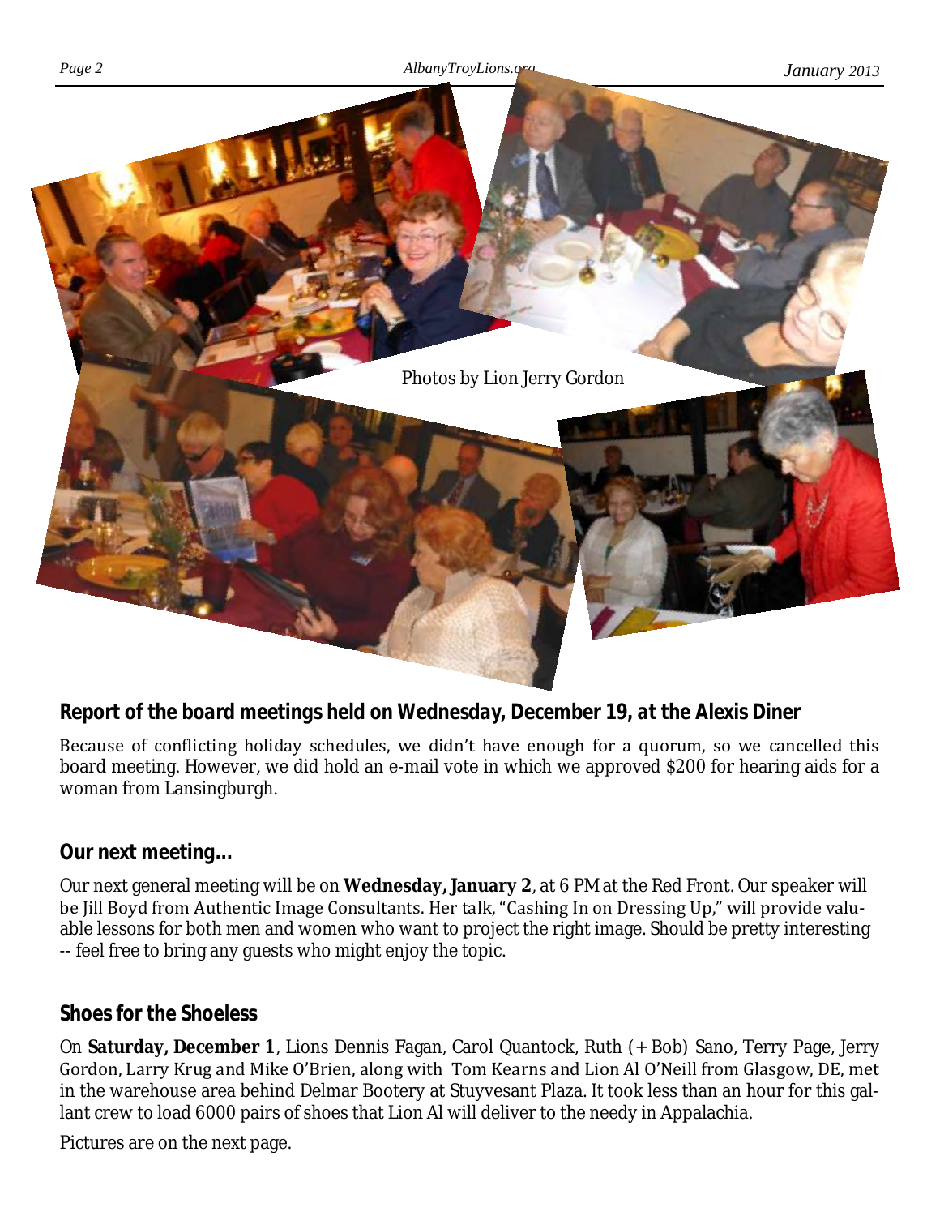Photos by Lion Jerry Gordon

## Report of the board meetings held on Wednesday, December 19, at the Alexis Diner

Because of conflicting holiday schedules, we didn't have enough for a quorum, so we cancelled this board meeting. However, we did hold an e-mail vote in which we approved $200 for hearing aids for a woman from Lansingburgh.

## Our next meeting...

Our next general meeting will be on **Wednesday, January 2**, at 6 PM at the Red Front. Our speaker will be Jill Boyd from Authentic Image Consultants. Her talk, "Cashing In on Dressing Up," will provide valuable lessons for both men and women who want to project the right image. Should be pretty interesting -- feel free to bring any guests who might enjoy the topic.

## Shoes for the Shoeless

On **Saturday, December 1**, Lions Dennis Fagan, Carol Quantock, Ruth (+ Bob) Sano, Terry Page, Jerry Gordon, Larry Krug and Mike O'Brien, along with Tom Kearns and Lion Al O'Neill from Glasgow, DE, met in the warehouse area behind Delmar Bootery at Stuyvesant Plaza. It took less than an hour for this gallant crew to load 6000 pairs of shoes that Lion Al will deliver to the needy in Appalachia.

Pictures are on the next page.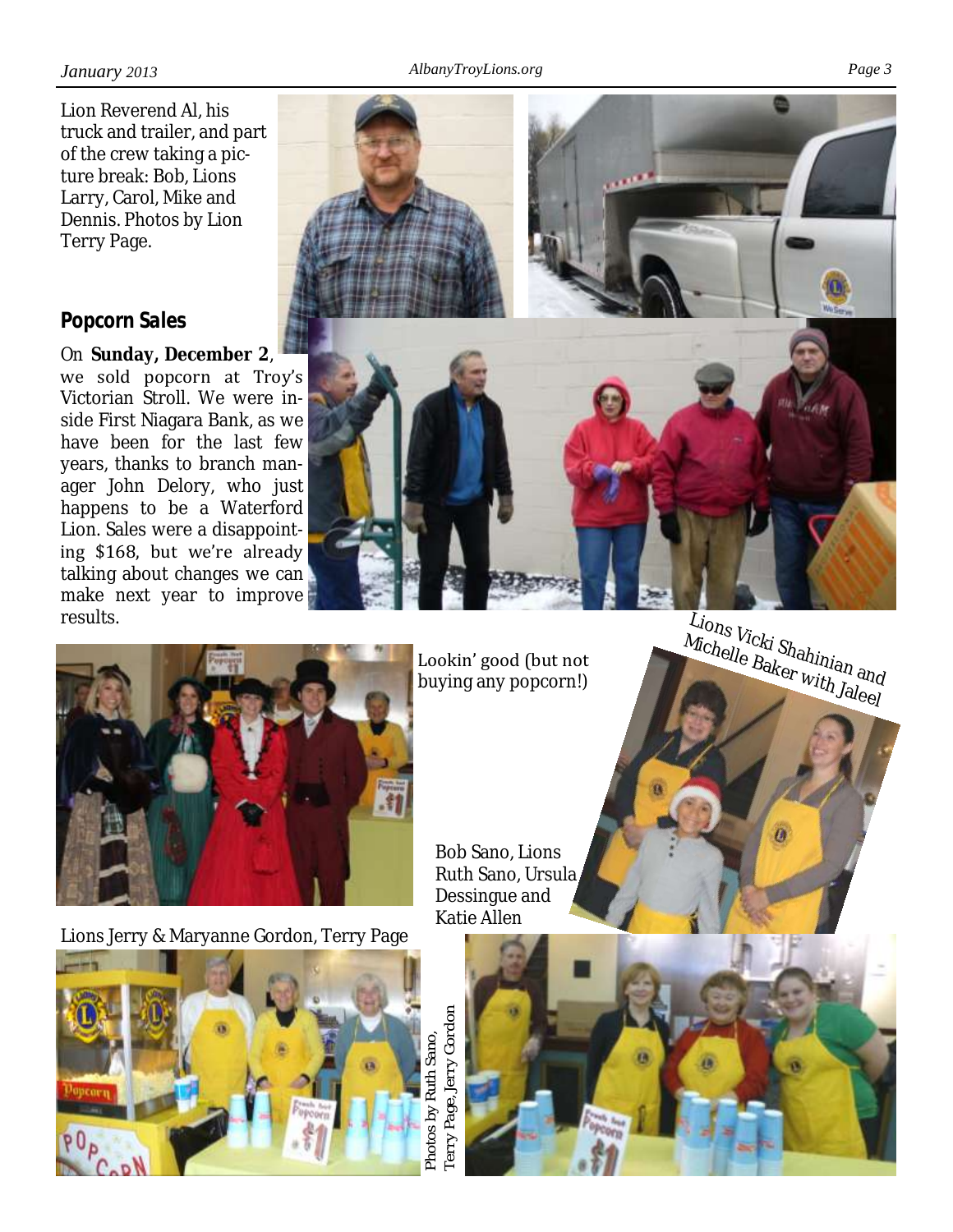Lion Reverend Al, his truck and trailer, and part of the crew taking a picture break: Bob, Lions Larry, Carol, Mike and Dennis. Photos by Lion Terry Page.

## Popcorn Sales

On **Sunday, December 2**, we sold popcorn at Troy's Victorian Stroll. We were inside First Niagara Bank, as we have been for the last few years, thanks to branch manager John Delory, who just happens to be a Waterford Lion. Sales were a disappointing $168, but we're already talking about changes we can make next year to improve results.

Lookin' good (but not buying any popcorn!)

Lions Vicki Shahinian and Michelle Baker with Jaleel

Lions Jerry & Maryanne Gordon, Terry Page

Bob Sano, Lions Ruth Sano, Ursula Dessingue and Katie Allen

Photos by Ruth Sano, Terry Page, Jerry Gordon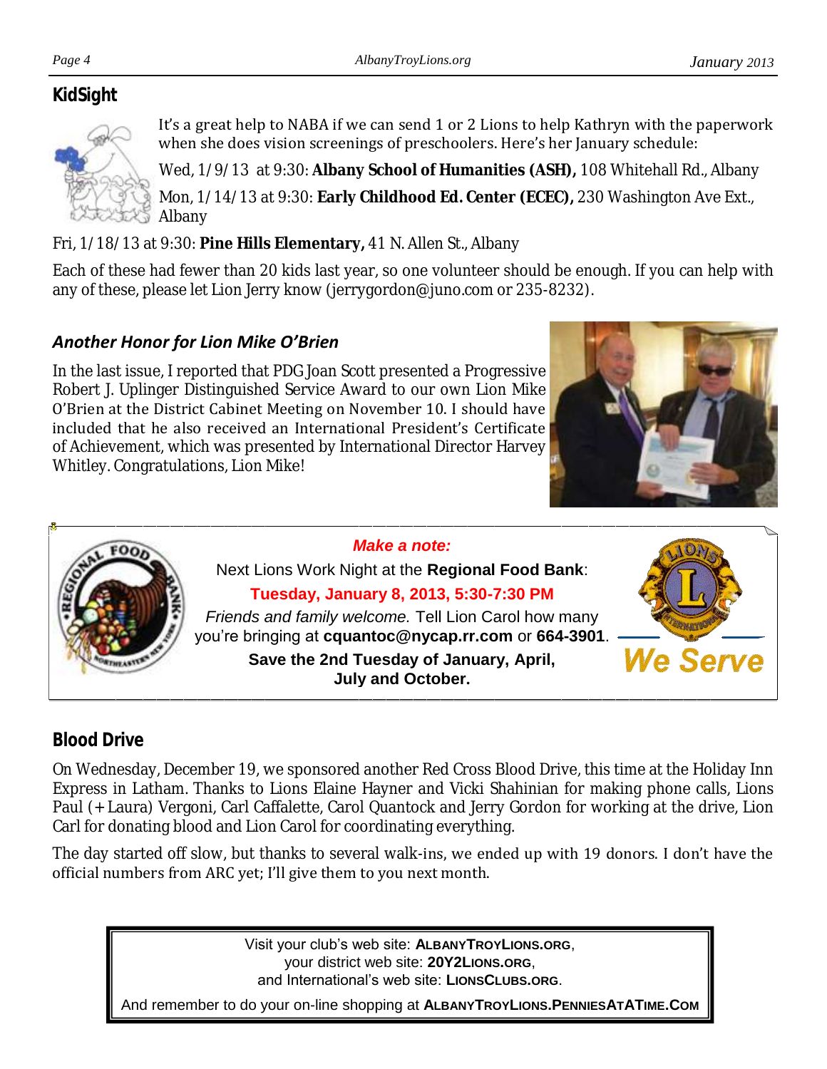## KidSight

It's a great help to NABA if we can send 1 or 2 Lions to help Kathryn with the paperwork when she does vision screenings of preschoolers. Here's her January schedule:

Wed, 1/9/13 at 9:30: **Albany School of Humanities (ASH),** 108 Whitehall Rd., Albany

Mon, 1/14/13 at 9:30: **Early Childhood Ed. Center (ECEC),** 230 Washington Ave Ext., Albany

Fri, 1/18/13 at 9:30: **Pine Hills Elementary,** 41 N. Allen St., Albany

Each of these had fewer than 20 kids last year, so one volunteer should be enough. If you can help with any of these, please let Lion Jerry know (jerrygordon@juno.com or 235-8232).

### *Another Honor for Lion Mike O'Brien*

In the last issue, I reported that PDG Joan Scott presented a Progressive Robert J. Uplinger Distinguished Service Award to our own Lion Mike O'Brien at the District Cabinet Meeting on November 10. I should have included that he also received an International President's Certificate of Achievement, which was presented by International Director Harvey Whitley. Congratulations, Lion Mike!

***Make a note:***

Next Lions Work Night at the **Regional Food Bank**:

**Tuesday, January 8, 2013, 5:30-7:30 PM**

*Friends and family welcome.* Tell Lion Carol how many you're bringing at **cquantoc@nycap.rr.com** or **664-3901**.

**Save the 2nd Tuesday of January, April, July and October.**

*We Serve*

## Blood Drive

On Wednesday, December 19, we sponsored another Red Cross Blood Drive, this time at the Holiday Inn Express in Latham. Thanks to Lions Elaine Hayner and Vicki Shahinian for making phone calls, Lions Paul (+Laura) Vergoni, Carl Caffalette, Carol Quantock and Jerry Gordon for working at the drive, Lion Carl for donating blood and Lion Carol for coordinating everything.

The day started off slow, but thanks to several walk-ins, we ended up with 19 donors. I don't have the official numbers from ARC yet; I'll give them to you next month.

Visit your club's web site: **AlbanyTroyLions.org**,
your district web site: **20Y2Lions.org**,
and International's web site: **LionsClubs.org**.

And remember to do your on-line shopping at **AlbanyTroyLions.PenniesAtATime.Com**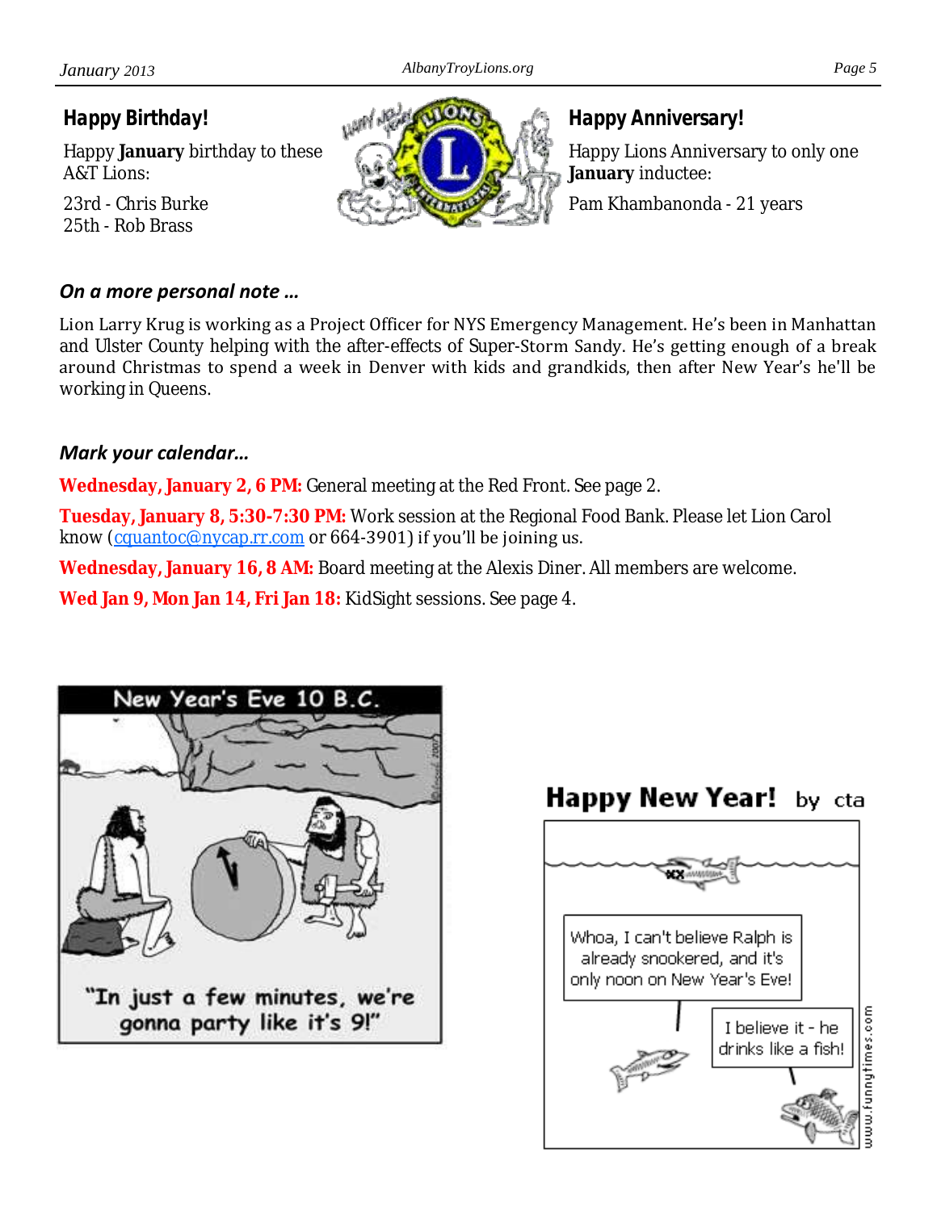## Happy Birthday!

Happy **January** birthday to these A&T Lions:

23rd - Chris Burke
25th - Rob Brass

## Happy Anniversary!

Happy Lions Anniversary to only one **January** inductee:

Pam Khambanonda - 21 years

### *On a more personal note …*

Lion Larry Krug is working as a Project Officer for NYS Emergency Management. He's been in Manhattan and Ulster County helping with the after-effects of Super-Storm Sandy. He's getting enough of a break around Christmas to spend a week in Denver with kids and grandkids, then after New Year's he'll be working in Queens.

### *Mark your calendar…*

**Wednesday, January 2, 6 PM:** General meeting at the Red Front. See page 2.

**Tuesday, January 8, 5:30-7:30 PM:** Work session at the Regional Food Bank. Please let Lion Carol know (cquantoc@nycap.rr.com or 664-3901) if you'll be joining us.

**Wednesday, January 16, 8 AM:** Board meeting at the Alexis Diner. All members are welcome.

**Wed Jan 9, Mon Jan 14, Fri Jan 18:** KidSight sessions. See page 4.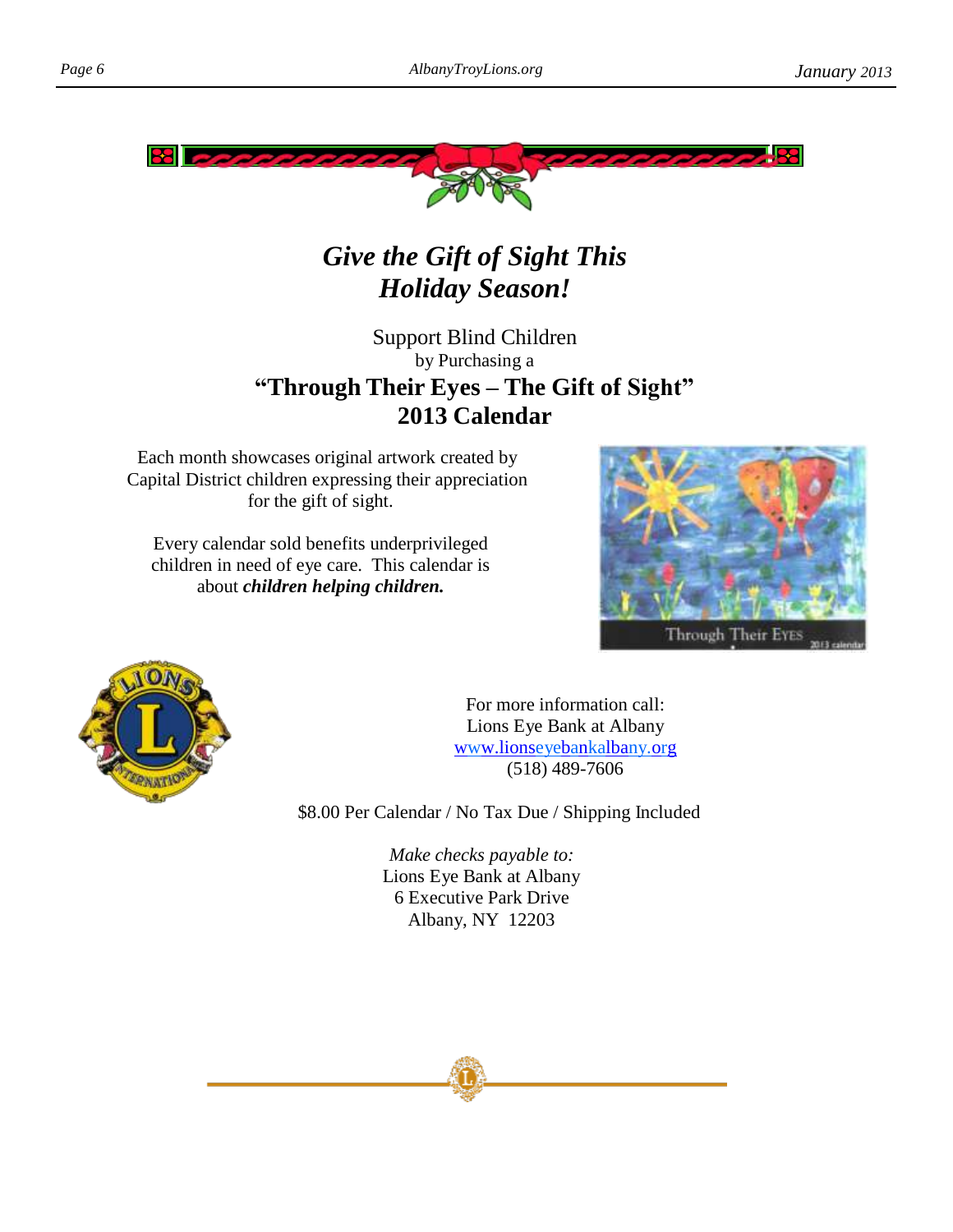# *Give the Gift of Sight This Holiday Season!*

Support Blind Children
by Purchasing a

## "Through Their Eyes – The Gift of Sight" 2013 Calendar

Each month showcases original artwork created by Capital District children expressing their appreciation for the gift of sight.

Every calendar sold benefits underprivileged children in need of eye care. This calendar is about ***children helping children.***

For more information call:
Lions Eye Bank at Albany
www.lionseyebankalbany.org
(518) 489-7606

$8.00 Per Calendar / No Tax Due / Shipping Included

*Make checks payable to:*
Lions Eye Bank at Albany
6 Executive Park Drive
Albany, NY 12203